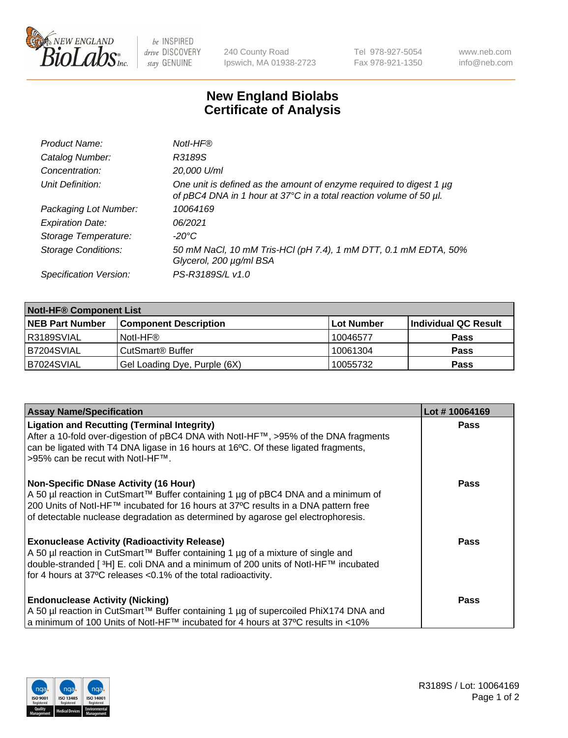# New England Biolabs Certificate of Analysis

| | |
|---|---|
| *Product Name:* | *NotI-HF®* |
| *Catalog Number:* | *R3189S* |
| *Concentration:* | *20,000 U/ml* |
| *Unit Definition:* | *One unit is defined as the amount of enzyme required to digest 1 µg of pBC4 DNA in 1 hour at 37°C in a total reaction volume of 50 µl.* |
| *Packaging Lot Number:* | *10064169* |
| *Expiration Date:* | *06/2021* |
| *Storage Temperature:* | *-20°C* |
| *Storage Conditions:* | *50 mM NaCl, 10 mM Tris-HCl (pH 7.4), 1 mM DTT, 0.1 mM EDTA, 50% Glycerol, 200 µg/ml BSA* |
| *Specification Version:* | *PS-R3189S/L v1.0* |

| **NotI-HF® Component List** | | | |
|---|---|---|---|
| **NEB Part Number** | **Component Description** | **Lot Number** | **Individual QC Result** |
| R3189SVIAL | NotI-HF® | 10046577 | **Pass** |
| B7204SVIAL | CutSmart® Buffer | 10061304 | **Pass** |
| B7024SVIAL | Gel Loading Dye, Purple (6X) | 10055732 | **Pass** |

| **Assay Name/Specification** | **Lot # 10064169** |
|---|---|
| **Ligation and Recutting (Terminal Integrity)**<br>After a 10-fold over-digestion of pBC4 DNA with NotI-HF™, >95% of the DNA fragments can be ligated with T4 DNA ligase in 16 hours at 16ºC. Of these ligated fragments, >95% can be recut with NotI-HF™. | **Pass** |
| **Non-Specific DNase Activity (16 Hour)**<br>A 50 µl reaction in CutSmart™ Buffer containing 1 µg of pBC4 DNA and a minimum of 200 Units of NotI-HF™ incubated for 16 hours at 37ºC results in a DNA pattern free of detectable nuclease degradation as determined by agarose gel electrophoresis. | **Pass** |
| **Exonuclease Activity (Radioactivity Release)**<br>A 50 µl reaction in CutSmart™ Buffer containing 1 µg of a mixture of single and double-stranded [ $^{3}$H] E. coli DNA and a minimum of 200 units of NotI-HF™ incubated for 4 hours at 37ºC releases <0.1% of the total radioactivity. | **Pass** |
| **Endonuclease Activity (Nicking)**<br>A 50 µl reaction in CutSmart™ Buffer containing 1 µg of supercoiled PhiX174 DNA and a minimum of 100 Units of NotI-HF™ incubated for 4 hours at 37ºC results in <10% | **Pass** |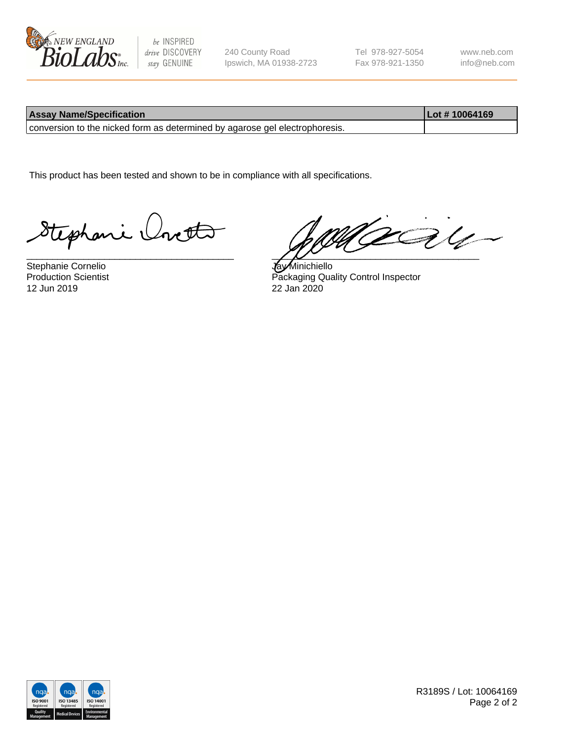| Assay Name/Specification | Lot # 10064169 |
|---|---|
| conversion to the nicked form as determined by agarose gel electrophoresis. | |

This product has been tested and shown to be in compliance with all specifications.

Stephanie Cornelio
Production Scientist
12 Jun 2019

Jay Minichiello
Packaging Quality Control Inspector
22 Jan 2020

R3189S / Lot: 10064169